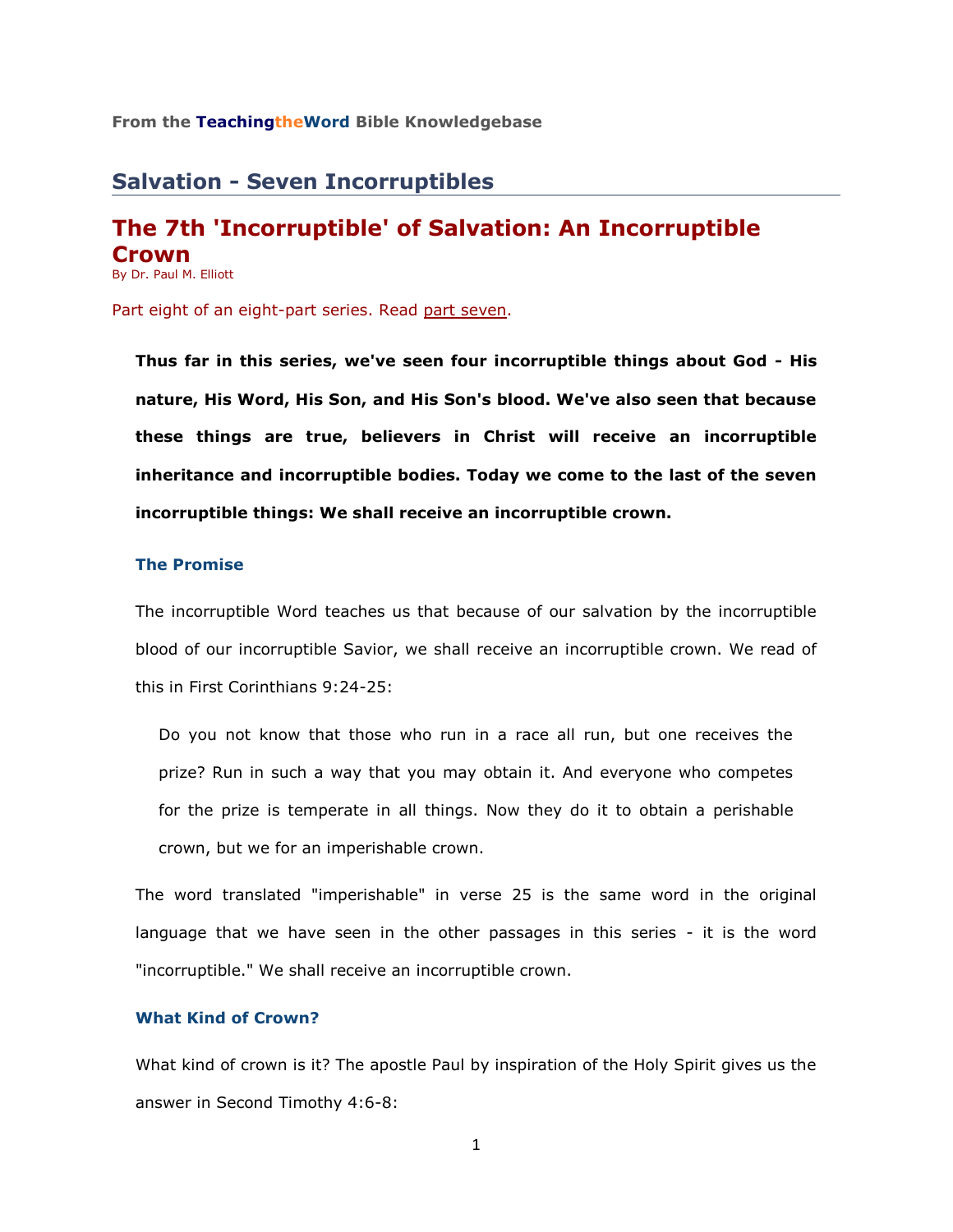From the **TeachingtheWord** Bible Knowledgebase

## Salvation - Seven Incorruptibles

# The 7th 'Incorruptible' of Salvation: An Incorruptible Crown

By Dr. Paul M. Elliott

Part eight of an eight-part series. Read part seven.

> **Thus far in this series, we've seen four incorruptible things about God - His nature, His Word, His Son, and His Son's blood. We've also seen that because these things are true, believers in Christ will receive an incorruptible inheritance and incorruptible bodies. Today we come to the last of the seven incorruptible things: We shall receive an incorruptible crown.**

### The Promise

The incorruptible Word teaches us that because of our salvation by the incorruptible blood of our incorruptible Savior, we shall receive an incorruptible crown. We read of this in First Corinthians 9:24-25:

> Do you not know that those who run in a race all run, but one receives the prize? Run in such a way that you may obtain it. And everyone who competes for the prize is temperate in all things. Now they do it to obtain a perishable crown, but we for an imperishable crown.

The word translated "imperishable" in verse 25 is the same word in the original language that we have seen in the other passages in this series - it is the word "incorruptible." We shall receive an incorruptible crown.

### What Kind of Crown?

What kind of crown is it? The apostle Paul by inspiration of the Holy Spirit gives us the answer in Second Timothy 4:6-8: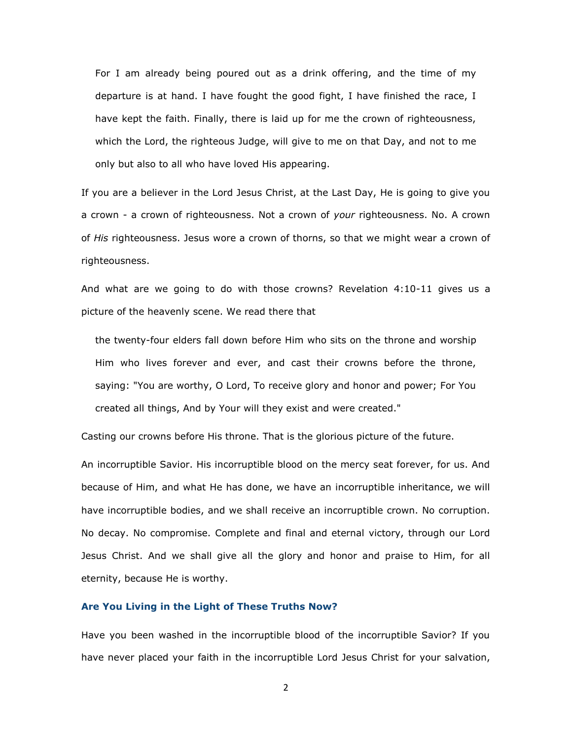> For I am already being poured out as a drink offering, and the time of my departure is at hand. I have fought the good fight, I have finished the race, I have kept the faith. Finally, there is laid up for me the crown of righteousness, which the Lord, the righteous Judge, will give to me on that Day, and not to me only but also to all who have loved His appearing.

If you are a believer in the Lord Jesus Christ, at the Last Day, He is going to give you a crown - a crown of righteousness. Not a crown of *your* righteousness. No. A crown of *His* righteousness. Jesus wore a crown of thorns, so that we might wear a crown of righteousness.

And what are we going to do with those crowns? Revelation 4:10-11 gives us a picture of the heavenly scene. We read there that

> the twenty-four elders fall down before Him who sits on the throne and worship Him who lives forever and ever, and cast their crowns before the throne, saying: "You are worthy, O Lord, To receive glory and honor and power; For You created all things, And by Your will they exist and were created."

Casting our crowns before His throne. That is the glorious picture of the future.

An incorruptible Savior. His incorruptible blood on the mercy seat forever, for us. And because of Him, and what He has done, we have an incorruptible inheritance, we will have incorruptible bodies, and we shall receive an incorruptible crown. No corruption. No decay. No compromise. Complete and final and eternal victory, through our Lord Jesus Christ. And we shall give all the glory and honor and praise to Him, for all eternity, because He is worthy.

### Are You Living in the Light of These Truths Now?

Have you been washed in the incorruptible blood of the incorruptible Savior? If you have never placed your faith in the incorruptible Lord Jesus Christ for your salvation,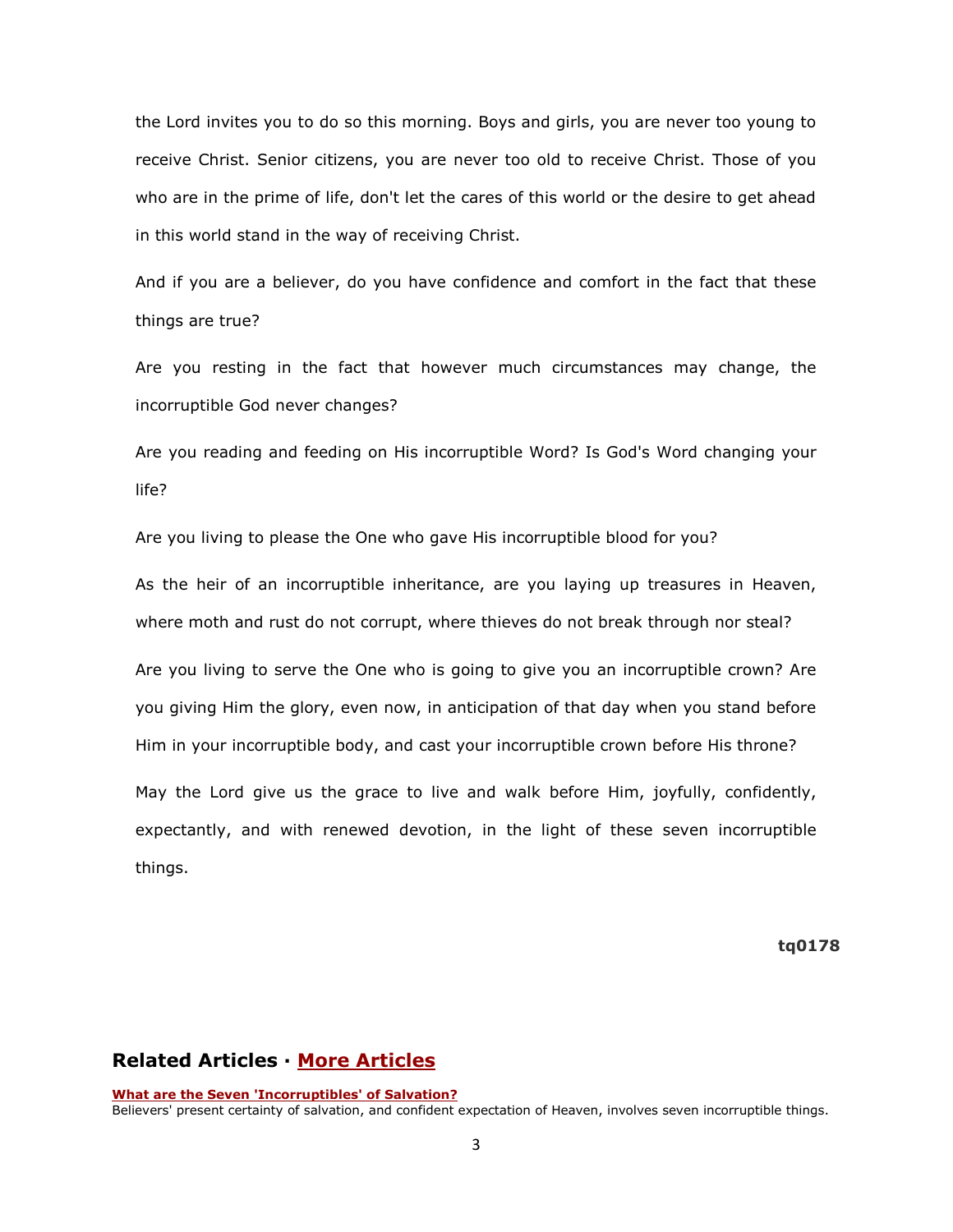the Lord invites you to do so this morning. Boys and girls, you are never too young to receive Christ. Senior citizens, you are never too old to receive Christ. Those of you who are in the prime of life, don't let the cares of this world or the desire to get ahead in this world stand in the way of receiving Christ.

And if you are a believer, do you have confidence and comfort in the fact that these things are true?

Are you resting in the fact that however much circumstances may change, the incorruptible God never changes?

Are you reading and feeding on His incorruptible Word? Is God's Word changing your life?

Are you living to please the One who gave His incorruptible blood for you?

As the heir of an incorruptible inheritance, are you laying up treasures in Heaven, where moth and rust do not corrupt, where thieves do not break through nor steal?

Are you living to serve the One who is going to give you an incorruptible crown? Are you giving Him the glory, even now, in anticipation of that day when you stand before Him in your incorruptible body, and cast your incorruptible crown before His throne?

May the Lord give us the grace to live and walk before Him, joyfully, confidently, expectantly, and with renewed devotion, in the light of these seven incorruptible things.

**tq0178**

## Related Articles · More Articles

**What are the Seven 'Incorruptibles' of Salvation?**
Believers' present certainty of salvation, and confident expectation of Heaven, involves seven incorruptible things.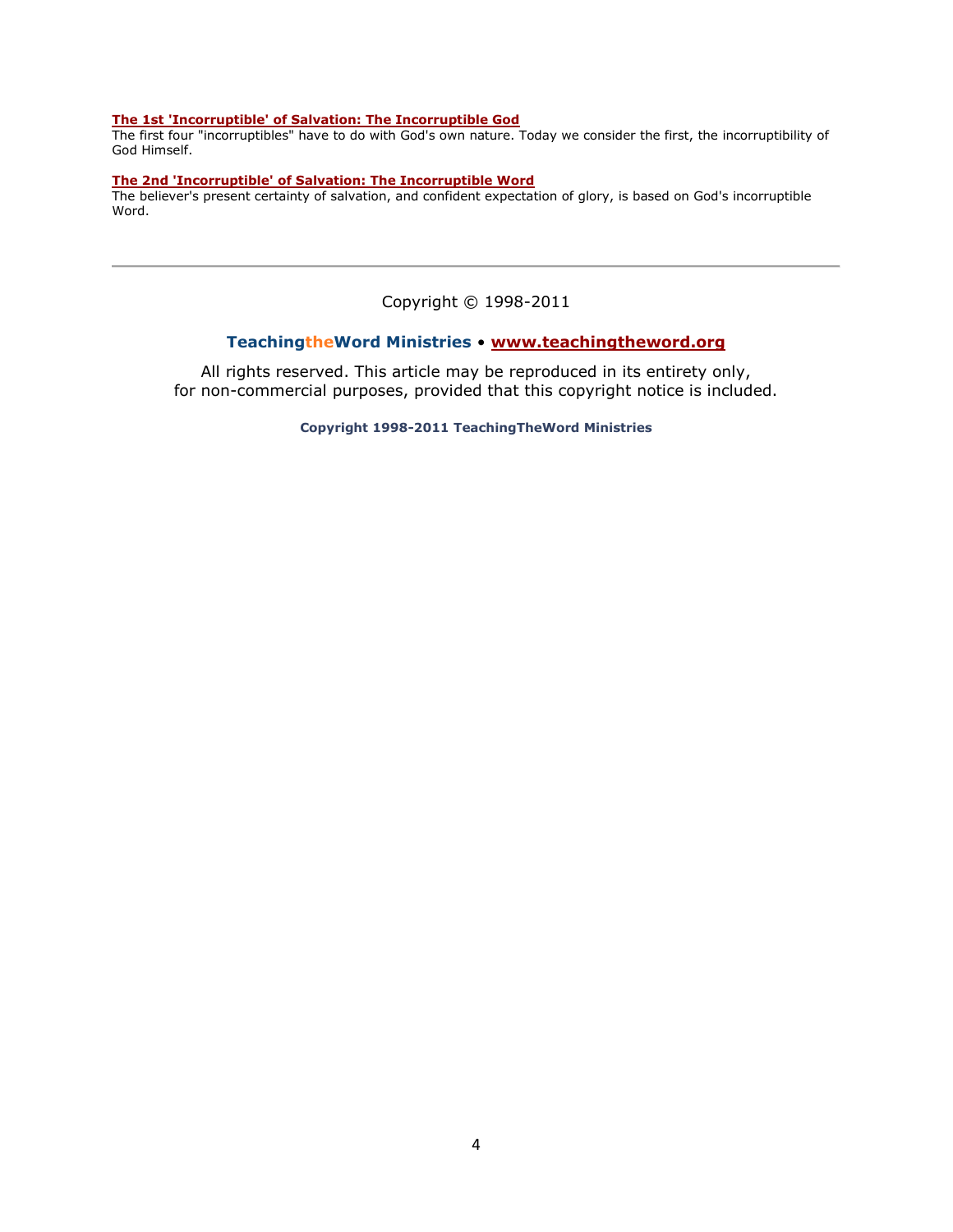**The 1st 'Incorruptible' of Salvation: The Incorruptible God**
The first four "incorruptibles" have to do with God's own nature. Today we consider the first, the incorruptibility of God Himself.

**The 2nd 'Incorruptible' of Salvation: The Incorruptible Word**
The believer's present certainty of salvation, and confident expectation of glory, is based on God's incorruptible Word.

---

Copyright © 1998-2011

**TeachingtheWord Ministries** • **www.teachingtheword.org**

All rights reserved. This article may be reproduced in its entirety only, for non-commercial purposes, provided that this copyright notice is included.

**Copyright 1998-2011 TeachingTheWord Ministries**